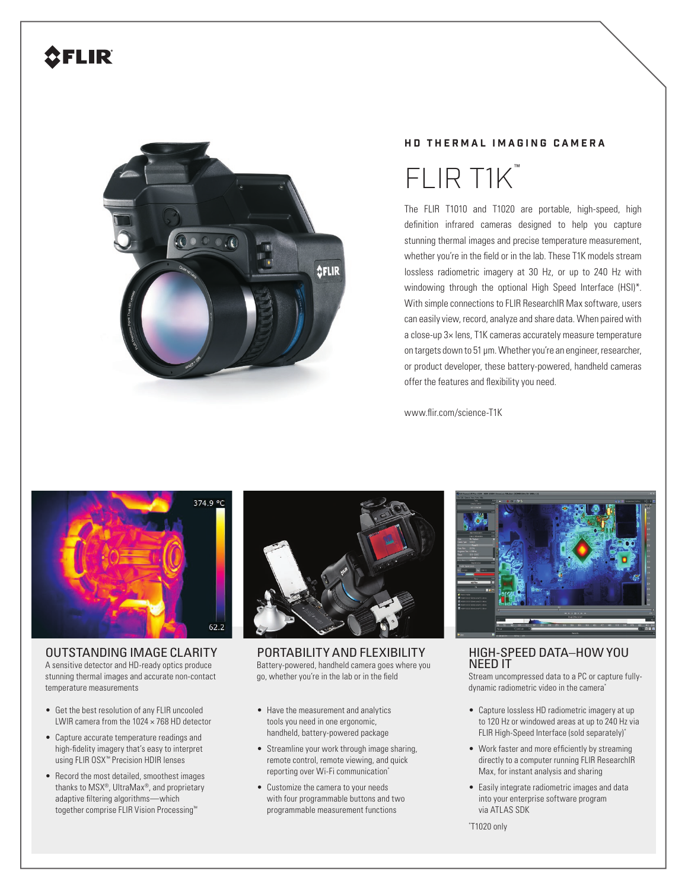FLIR

HD THERMAL IMAGING CAMERA

# FLIR T1K™

The FLIR T1010 and T1020 are portable, high-speed, high definition infrared cameras designed to help you capture stunning thermal images and precise temperature measurement, whether you're in the field or in the lab. These T1K models stream lossless radiometric imagery at 30 Hz, or up to 240 Hz with windowing through the optional High Speed Interface (HSI)*. With simple connections to FLIR ResearchIR Max software, users can easily view, record, analyze and share data. When paired with a close-up 3× lens, T1K cameras accurately measure temperature on targets down to 51 µm. Whether you're an engineer, researcher, or product developer, these battery-powered, handheld cameras offer the features and flexibility you need.

www.flir.com/science-T1K

## OUTSTANDING IMAGE CLARITY

A sensitive detector and HD-ready optics produce stunning thermal images and accurate non-contact temperature measurements

- Get the best resolution of any FLIR uncooled LWIR camera from the 1024 × 768 HD detector
- Capture accurate temperature readings and high-fidelity imagery that's easy to interpret using FLIR OSX™ Precision HDIR lenses
- Record the most detailed, smoothest images thanks to MSX®, UltraMax®, and proprietary adaptive filtering algorithms—which together comprise FLIR Vision Processing™

## PORTABILITY AND FLEXIBILITY

Battery-powered, handheld camera goes where you go, whether you're in the lab or in the field

- Have the measurement and analytics tools you need in one ergonomic, handheld, battery-powered package
- Streamline your work through image sharing, remote control, remote viewing, and quick reporting over Wi-Fi communication*
- Customize the camera to your needs with four programmable buttons and two programmable measurement functions

## HIGH-SPEED DATA–HOW YOU NEED IT

Stream uncompressed data to a PC or capture fully-dynamic radiometric video in the camera*

- Capture lossless HD radiometric imagery at up to 120 Hz or windowed areas at up to 240 Hz via FLIR High-Speed Interface (sold separately)*
- Work faster and more efficiently by streaming directly to a computer running FLIR ResearchIR Max, for instant analysis and sharing
- Easily integrate radiometric images and data into your enterprise software program via ATLAS SDK

*T1020 only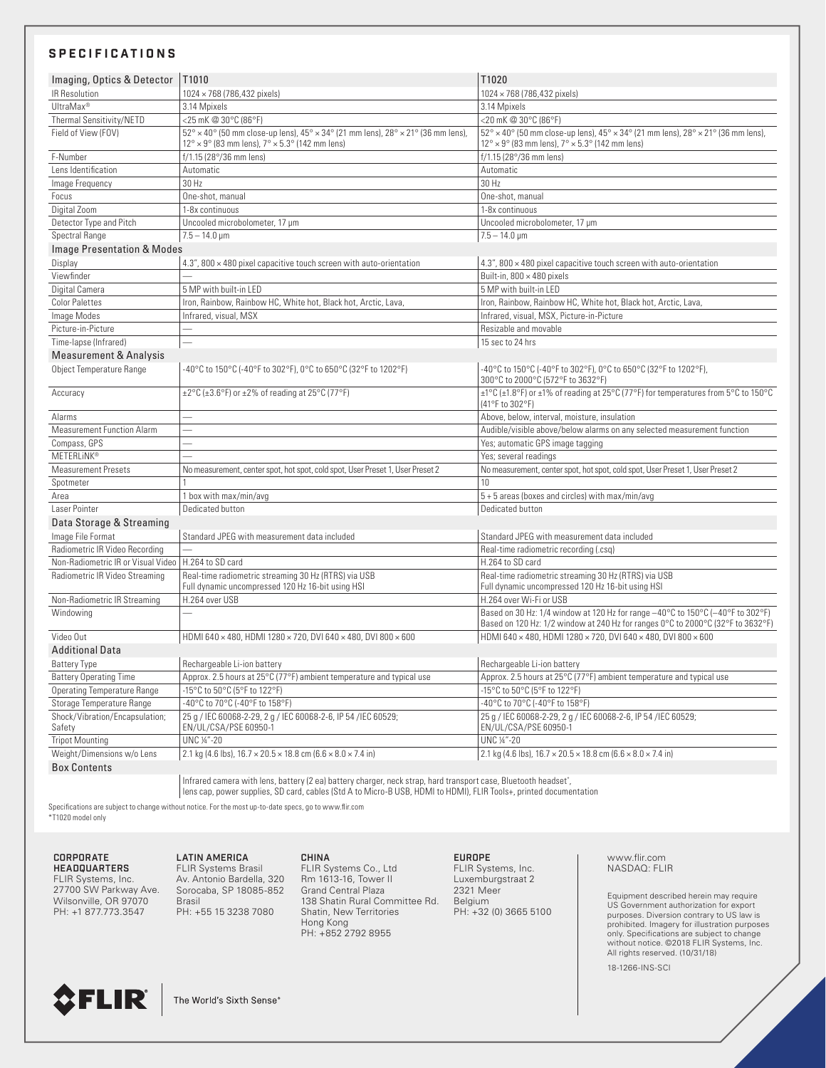## SPECIFICATIONS

| Imaging, Optics & Detector | T1010 | T1020 |
|---|---|---|
| IR Resolution | 1024 × 768 (786,432 pixels) | 1024 × 768 (786,432 pixels) |
| UltraMax® | 3.14 Mpixels | 3.14 Mpixels |
| Thermal Sensitivity/NETD | <25 mK @ 30°C (86°F) | <20 mK @ 30°C (86°F) |
| Field of View (FOV) | 52° × 40° (50 mm close-up lens), 45° × 34° (21 mm lens), 28° × 21° (36 mm lens), 12° × 9° (83 mm lens), 7° × 5.3° (142 mm lens) | 52° × 40° (50 mm close-up lens), 45° × 34° (21 mm lens), 28° × 21° (36 mm lens), 12° × 9° (83 mm lens), 7° × 5.3° (142 mm lens) |
| F-Number | f/1.15 (28°/36 mm lens) | f/1.15 (28°/36 mm lens) |
| Lens Identification | Automatic | Automatic |
| Image Frequency | 30 Hz | 30 Hz |
| Focus | One-shot, manual | One-shot, manual |
| Digital Zoom | 1-8x continuous | 1-8x continuous |
| Detector Type and Pitch | Uncooled microbolometer, 17 µm | Uncooled microbolometer, 17 µm |
| Spectral Range | 7.5 – 14.0 µm | 7.5 – 14.0 µm |
| **Image Presentation & Modes** | | |
| Display | 4.3", 800 × 480 pixel capacitive touch screen with auto-orientation | 4.3", 800 × 480 pixel capacitive touch screen with auto-orientation |
| Viewfinder | — | Built-in, 800 × 480 pixels |
| Digital Camera | 5 MP with built-in LED | 5 MP with built-in LED |
| Color Palettes | Iron, Rainbow, Rainbow HC, White hot, Black hot, Arctic, Lava, | Iron, Rainbow, Rainbow HC, White hot, Black hot, Arctic, Lava, |
| Image Modes | Infrared, visual, MSX | Infrared, visual, MSX, Picture-in-Picture |
| Picture-in-Picture | — | Resizable and movable |
| Time-lapse (Infrared) | — | 15 sec to 24 hrs |
| **Measurement & Analysis** | | |
| Object Temperature Range | -40°C to 150°C (-40°F to 302°F), 0°C to 650°C (32°F to 1202°F) | -40°C to 150°C (-40°F to 302°F), 0°C to 650°C (32°F to 1202°F), 300°C to 2000°C (572°F to 3632°F) |
| Accuracy | ±2°C (±3.6°F) or ±2% of reading at 25°C (77°F) | ±1°C (±1.8°F) or ±1% of reading at 25°C (77°F) for temperatures from 5°C to 150°C (41°F to 302°F) |
| Alarms | — | Above, below, interval, moisture, insulation |
| Measurement Function Alarm | — | Audible/visible above/below alarms on any selected measurement function |
| Compass, GPS | — | Yes; automatic GPS image tagging |
| METERLiNK® | — | Yes; several readings |
| Measurement Presets | No measurement, center spot, hot spot, cold spot, User Preset 1, User Preset 2 | No measurement, center spot, hot spot, cold spot, User Preset 1, User Preset 2 |
| Spotmeter | 1 | 10 |
| Area | 1 box with max/min/avg | 5 + 5 areas (boxes and circles) with max/min/avg |
| Laser Pointer | Dedicated button | Dedicated button |
| **Data Storage & Streaming** | | |
| Image File Format | Standard JPEG with measurement data included | Standard JPEG with measurement data included |
| Radiometric IR Video Recording | — | Real-time radiometric recording (.csq) |
| Non-Radiometric IR or Visual Video | H.264 to SD card | H.264 to SD card |
| Radiometric IR Video Streaming | Real-time radiometric streaming 30 Hz (RTRS) via USB<br>Full dynamic uncompressed 120 Hz 16-bit using HSI | Real-time radiometric streaming 30 Hz (RTRS) via USB<br>Full dynamic uncompressed 120 Hz 16-bit using HSI |
| Non-Radiometric IR Streaming | H.264 over USB | H.264 over Wi-Fi or USB |
| Windowing | — | Based on 30 Hz: 1/4 window at 120 Hz for range –40°C to 150°C (–40°F to 302°F)<br>Based on 120 Hz: 1/2 window at 240 Hz for ranges 0°C to 2000°C (32°F to 3632°F) |
| Video Out | HDMI 640 × 480, HDMI 1280 × 720, DVI 640 × 480, DVI 800 × 600 | HDMI 640 × 480, HDMI 1280 × 720, DVI 640 × 480, DVI 800 × 600 |
| **Additional Data** | | |
| Battery Type | Rechargeable Li-ion battery | Rechargeable Li-ion battery |
| Battery Operating Time | Approx. 2.5 hours at 25°C (77°F) ambient temperature and typical use | Approx. 2.5 hours at 25°C (77°F) ambient temperature and typical use |
| Operating Temperature Range | -15°C to 50°C (5°F to 122°F) | -15°C to 50°C (5°F to 122°F) |
| Storage Temperature Range | -40°C to 70°C (-40°F to 158°F) | -40°C to 70°C (-40°F to 158°F) |
| Shock/Vibration/Encapsulation; Safety | 25 g / IEC 60068-2-29, 2 g / IEC 60068-2-6, IP 54 /IEC 60529; EN/UL/CSA/PSE 60950-1 | 25 g / IEC 60068-2-29, 2 g / IEC 60068-2-6, IP 54 /IEC 60529; EN/UL/CSA/PSE 60950-1 |
| Tripod Mounting | UNC ¼"-20 | UNC ¼"-20 |
| Weight/Dimensions w/o Lens | 2.1 kg (4.6 lbs), 16.7 × 20.5 × 18.8 cm (6.6 × 8.0 × 7.4 in) | 2.1 kg (4.6 lbs), 16.7 × 20.5 × 18.8 cm (6.6 × 8.0 × 7.4 in) |
| **Box Contents** | | |
| | Infrared camera with lens, battery (2 ea) battery charger, neck strap, hard transport case, Bluetooth headset*, lens cap, power supplies, SD card, cables (Std A to Micro-B USB, HDMI to HDMI), FLIR Tools+, printed documentation | |

Specifications are subject to change without notice. For the most up-to-date specs, go to www.flir.com

*T1020 model only

**CORPORATE HEADQUARTERS**
FLIR Systems, Inc.
27700 SW Parkway Ave.
Wilsonville, OR 97070
PH: +1 877.773.3547

**LATIN AMERICA**
FLIR Systems Brasil
Av. Antonio Bardella, 320
Sorocaba, SP 18085-852
Brasil
PH: +55 15 3238 7080

**CHINA**
FLIR Systems Co., Ltd
Rm 1613-16, Tower II
Grand Central Plaza
138 Shatin Rural Committee Rd.
Shatin, New Territories
Hong Kong
PH: +852 2792 8955

**EUROPE**
FLIR Systems, Inc.
Luxemburgstraat 2
2321 Meer
Belgium
PH: +32 (0) 3665 5100

www.flir.com
NASDAQ: FLIR

Equipment described herein may require US Government authorization for export purposes. Diversion contrary to US law is prohibited. Imagery for illustration purposes only. Specifications are subject to change without notice. ©2018 FLIR Systems, Inc. All rights reserved. (10/31/18)

18-1266-INS-SCI

FLIR — The World's Sixth Sense®